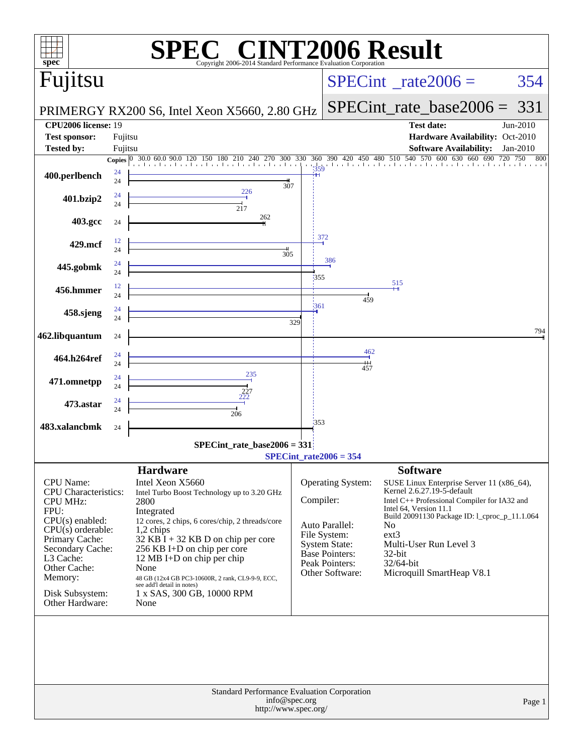# SPEC CINT2006 Result

Copyright 2006-2014 Standard Performance Evaluation Corporation

## Fujitsu

PRIMERGY RX200 S6, Intel Xeon X5660, 2.80 GHz

SPECint_rate2006 = 354

SPECint_rate_base2006 = 331

| | | | |
|---|---|---|---|
| **CPU2006 license:** | 19 | **Test date:** | Jun-2010 |
| **Test sponsor:** | Fujitsu | **Hardware Availability:** | Oct-2010 |
| **Tested by:** | Fujitsu | **Software Availability:** | Jan-2010 |

| Benchmark | Copies (Peak) | Peak | Copies (Base) | Base |
|---|---|---|---|---|
| 400.perlbench | 24 | 359 | 24 | 307 |
| 401.bzip2 | 24 | 226 | 24 | 217 |
| 403.gcc | | | 24 | 262 |
| 429.mcf | 12 | 372 | 24 | 305 |
| 445.gobmk | 24 | 386 | 24 | 355 |
| 456.hmmer | 12 | 515 | 24 | 459 |
| 458.sjeng | 24 | 361 | 24 | 329 |
| 462.libquantum | | | 24 | 794 |
| 464.h264ref | 24 | 462 | 24 | 457 |
| 471.omnetpp | 24 | 235 | 24 | 227 |
| 473.astar | 24 | 222 | 24 | 206 |
| 483.xalancbmk | | | 24 | 353 |

SPECint_rate_base2006 = 331

SPECint_rate2006 = 354

## Hardware

| | |
|---|---|
| CPU Name: | Intel Xeon X5660 |
| CPU Characteristics: | Intel Turbo Boost Technology up to 3.20 GHz |
| CPU MHz: | 2800 |
| FPU: | Integrated |
| CPU(s) enabled: | 12 cores, 2 chips, 6 cores/chip, 2 threads/core |
| CPU(s) orderable: | 1,2 chips |
| Primary Cache: | 32 KB I + 32 KB D on chip per core |
| Secondary Cache: | 256 KB I+D on chip per core |
| L3 Cache: | 12 MB I+D on chip per chip |
| Other Cache: | None |
| Memory: | 48 GB (12x4 GB PC3-10600R, 2 rank, CL9-9-9, ECC, see add'l detail in notes) |
| Disk Subsystem: | 1 x SAS, 300 GB, 10000 RPM |
| Other Hardware: | None |

## Software

| | |
|---|---|
| Operating System: | SUSE Linux Enterprise Server 11 (x86_64), Kernel 2.6.27.19-5-default |
| Compiler: | Intel C++ Professional Compiler for IA32 and Intel 64, Version 11.1 Build 20091130 Package ID: l_cproc_p_11.1.064 |
| Auto Parallel: | No |
| File System: | ext3 |
| System State: | Multi-User Run Level 3 |
| Base Pointers: | 32-bit |
| Peak Pointers: | 32/64-bit |
| Other Software: | Microquill SmartHeap V8.1 |

Standard Performance Evaluation Corporation
info@spec.org
http://www.spec.org/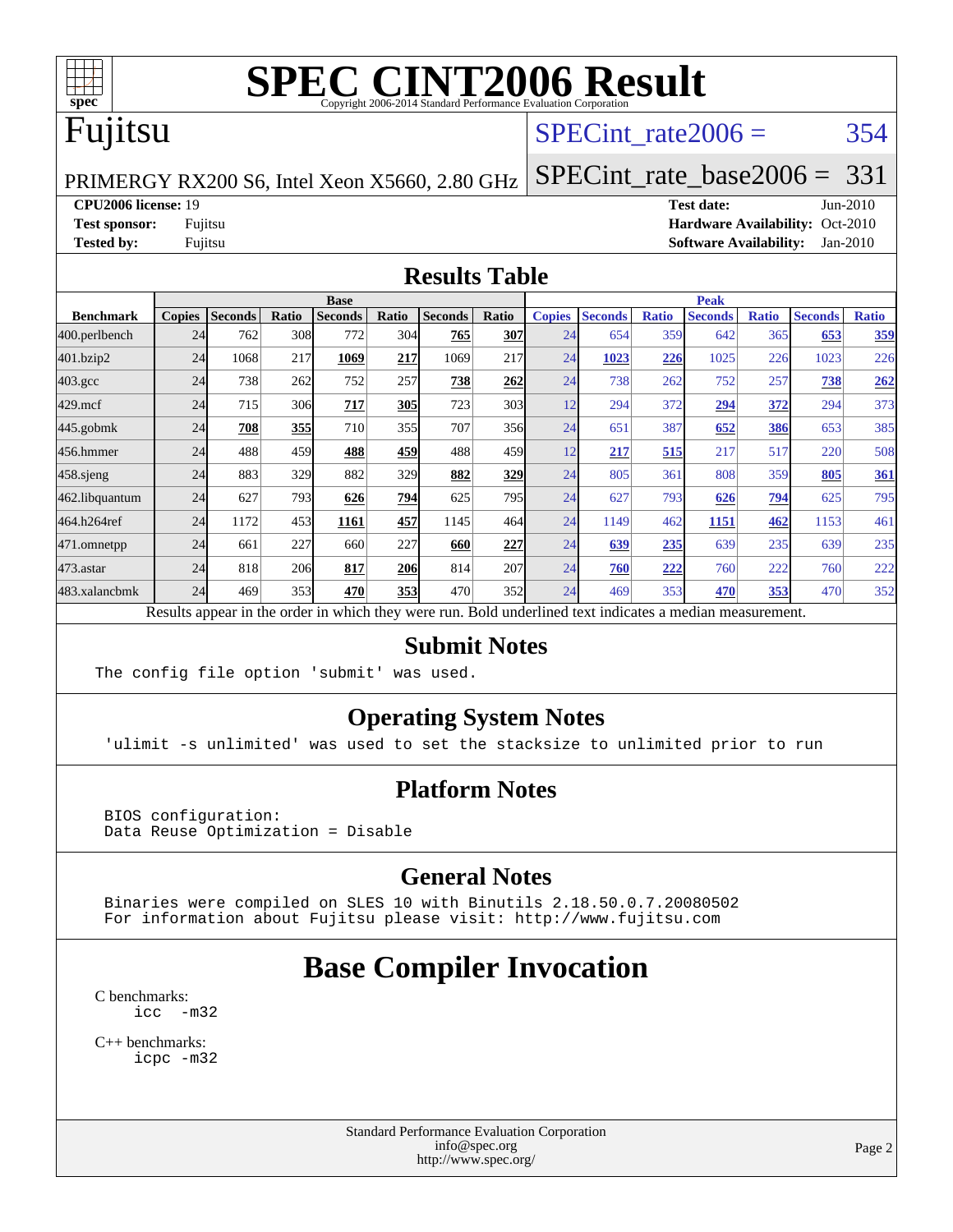# SPEC CINT2006 Result

Copyright 2006-2014 Standard Performance Evaluation Corporation

## Fujitsu

PRIMERGY RX200 S6, Intel Xeon X5660, 2.80 GHz

SPECint_rate2006 = 354

SPECint_rate_base2006 = 331

**CPU2006 license:** 19
**Test sponsor:** Fujitsu
**Tested by:** Fujitsu

**Test date:** Jun-2010
**Hardware Availability:** Oct-2010
**Software Availability:** Jan-2010

## Results Table

| Benchmark | Base | | | | | | | Peak | | | | | | |
|---|---|---|---|---|---|---|---|---|---|---|---|---|---|---|
| | Copies | Seconds | Ratio | Seconds | Ratio | Seconds | Ratio | Copies | Seconds | Ratio | Seconds | Ratio | Seconds | Ratio |
| 400.perlbench | 24 | 762 | 308 | 772 | 304 | **765** | **307** | 24 | 654 | 359 | 642 | 365 | **653** | **359** |
| 401.bzip2 | 24 | 1068 | 217 | **1069** | **217** | 1069 | 217 | 24 | **1023** | **226** | 1025 | 226 | 1023 | 226 |
| 403.gcc | 24 | 738 | 262 | 752 | 257 | **738** | **262** | 24 | 738 | 262 | 752 | 257 | **738** | **262** |
| 429.mcf | 24 | 715 | 306 | **717** | **305** | 723 | 303 | 12 | 294 | 372 | **294** | **372** | 294 | 373 |
| 445.gobmk | 24 | **708** | **355** | 710 | 355 | 707 | 356 | 24 | 651 | 387 | **652** | **386** | 653 | 385 |
| 456.hmmer | 24 | 488 | 459 | **488** | **459** | 488 | 459 | 12 | **217** | **515** | 217 | 517 | 220 | 508 |
| 458.sjeng | 24 | 883 | 329 | 882 | 329 | **882** | **329** | 24 | 805 | 361 | 808 | 359 | **805** | **361** |
| 462.libquantum | 24 | 627 | 793 | **626** | **794** | 625 | 795 | 24 | 627 | 793 | **626** | **794** | 625 | 795 |
| 464.h264ref | 24 | 1172 | 453 | **1161** | **457** | 1145 | 464 | 24 | 1149 | 462 | **1151** | **462** | 1153 | 461 |
| 471.omnetpp | 24 | 661 | 227 | 660 | 227 | **660** | **227** | 24 | **639** | **235** | 639 | 235 | 639 | 235 |
| 473.astar | 24 | 818 | 206 | **817** | **206** | 814 | 207 | 24 | **760** | **222** | 760 | 222 | 760 | 222 |
| 483.xalancbmk | 24 | 469 | 353 | **470** | **353** | 470 | 352 | 24 | 469 | 353 | **470** | **353** | 470 | 352 |

Results appear in the order in which they were run. Bold underlined text indicates a median measurement.

## Submit Notes

```
The config file option 'submit' was used.
```

## Operating System Notes

```
'ulimit -s unlimited' was used to set the stacksize to unlimited prior to run
```

## Platform Notes

```
BIOS configuration:
Data Reuse Optimization = Disable
```

## General Notes

```
Binaries were compiled on SLES 10 with Binutils 2.18.50.0.7.20080502
For information about Fujitsu please visit: http://www.fujitsu.com
```

## Base Compiler Invocation

C benchmarks:
```
icc -m32
```

C++ benchmarks:
```
icpc -m32
```

Standard Performance Evaluation Corporation
info@spec.org
http://www.spec.org/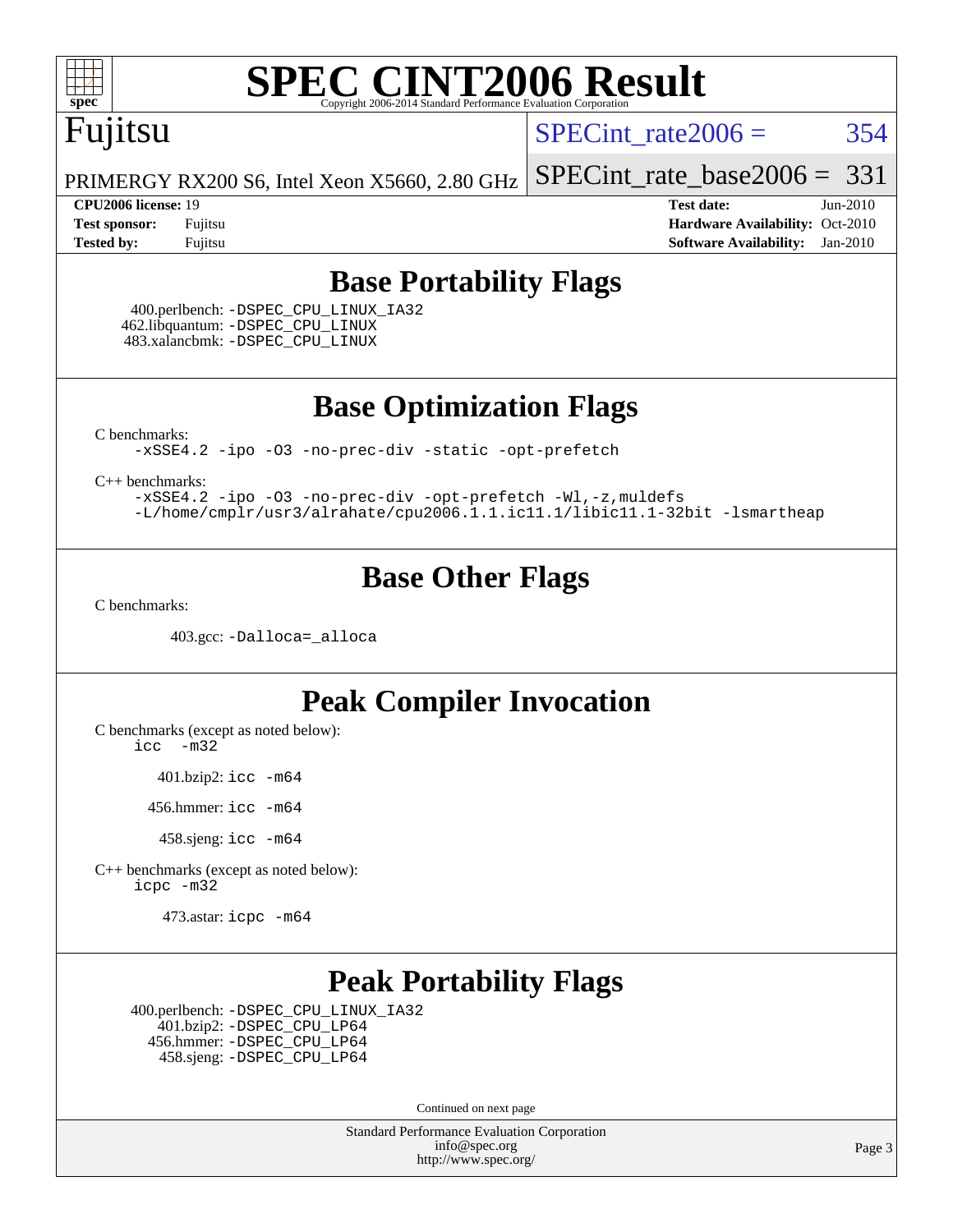Fujitsu

PRIMERGY RX200 S6, Intel Xeon X5660, 2.80 GHz

SPECint_rate2006 = 354

SPECint_rate_base2006 = 331

**CPU2006 license:** 19
**Test sponsor:** Fujitsu
**Tested by:** Fujitsu

**Test date:** Jun-2010
**Hardware Availability:** Oct-2010
**Software Availability:** Jan-2010

## Base Portability Flags

400.perlbench: -DSPEC_CPU_LINUX_IA32
462.libquantum: -DSPEC_CPU_LINUX
483.xalancbmk: -DSPEC_CPU_LINUX

## Base Optimization Flags

C benchmarks:
```
-xSSE4.2 -ipo -O3 -no-prec-div -static -opt-prefetch
```

C++ benchmarks:
```
-xSSE4.2 -ipo -O3 -no-prec-div -opt-prefetch -Wl,-z,muldefs
-L/home/cmplr/usr3/alrahate/cpu2006.1.1.ic11.1/libic11.1-32bit -lsmartheap
```

## Base Other Flags

C benchmarks:

403.gcc: -Dalloca=_alloca

## Peak Compiler Invocation

C benchmarks (except as noted below):
icc -m32

401.bzip2: icc -m64

456.hmmer: icc -m64

458.sjeng: icc -m64

C++ benchmarks (except as noted below):
icpc -m32

473.astar: icpc -m64

## Peak Portability Flags

400.perlbench: -DSPEC_CPU_LINUX_IA32
401.bzip2: -DSPEC_CPU_LP64
456.hmmer: -DSPEC_CPU_LP64
458.sjeng: -DSPEC_CPU_LP64

Continued on next page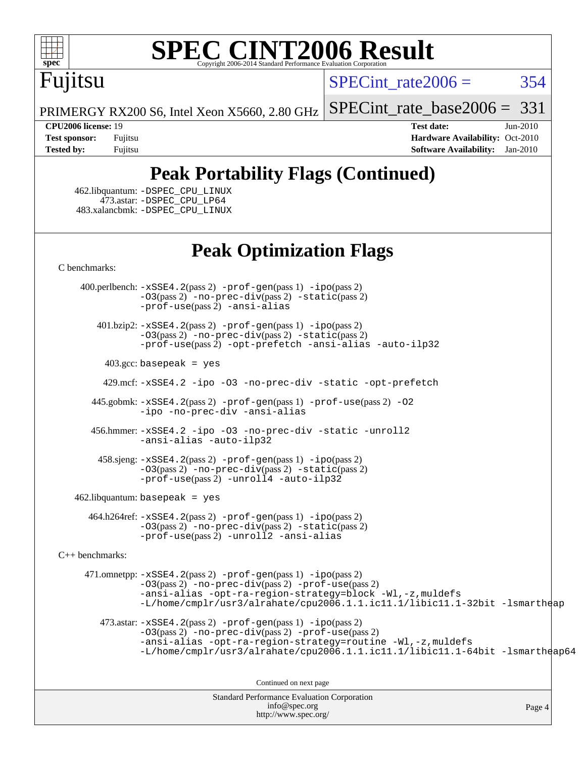# Peak Portability Flags (Continued)

462.libquantum: -DSPEC_CPU_LINUX
473.astar: -DSPEC_CPU_LP64
483.xalancbmk: -DSPEC_CPU_LINUX

# Peak Optimization Flags

C benchmarks:

400.perlbench: -xSSE4.2(pass 2) -prof-gen(pass 1) -ipo(pass 2) -O3(pass 2) -no-prec-div(pass 2) -static(pass 2) -prof-use(pass 2) -ansi-alias

401.bzip2: -xSSE4.2(pass 2) -prof-gen(pass 1) -ipo(pass 2) -O3(pass 2) -no-prec-div(pass 2) -static(pass 2) -prof-use(pass 2) -opt-prefetch -ansi-alias -auto-ilp32

403.gcc: basepeak = yes

429.mcf: -xSSE4.2 -ipo -O3 -no-prec-div -static -opt-prefetch

445.gobmk: -xSSE4.2(pass 2) -prof-gen(pass 1) -prof-use(pass 2) -O2 -ipo -no-prec-div -ansi-alias

456.hmmer: -xSSE4.2 -ipo -O3 -no-prec-div -static -unroll2 -ansi-alias -auto-ilp32

458.sjeng: -xSSE4.2(pass 2) -prof-gen(pass 1) -ipo(pass 2) -O3(pass 2) -no-prec-div(pass 2) -static(pass 2) -prof-use(pass 2) -unroll4 -auto-ilp32

462.libquantum: basepeak = yes

464.h264ref: -xSSE4.2(pass 2) -prof-gen(pass 1) -ipo(pass 2) -O3(pass 2) -no-prec-div(pass 2) -static(pass 2) -prof-use(pass 2) -unroll2 -ansi-alias

C++ benchmarks:

471.omnetpp: -xSSE4.2(pass 2) -prof-gen(pass 1) -ipo(pass 2) -O3(pass 2) -no-prec-div(pass 2) -prof-use(pass 2) -ansi-alias -opt-ra-region-strategy=block -Wl,-z,muldefs -L/home/cmplr/usr3/alrahate/cpu2006.1.1.ic11.1/libic11.1-32bit -lsmartheap

473.astar: -xSSE4.2(pass 2) -prof-gen(pass 1) -ipo(pass 2) -O3(pass 2) -no-prec-div(pass 2) -prof-use(pass 2) -ansi-alias -opt-ra-region-strategy=routine -Wl,-z,muldefs -L/home/cmplr/usr3/alrahate/cpu2006.1.1.ic11.1/libic11.1-64bit -lsmartheap64

Continued on next page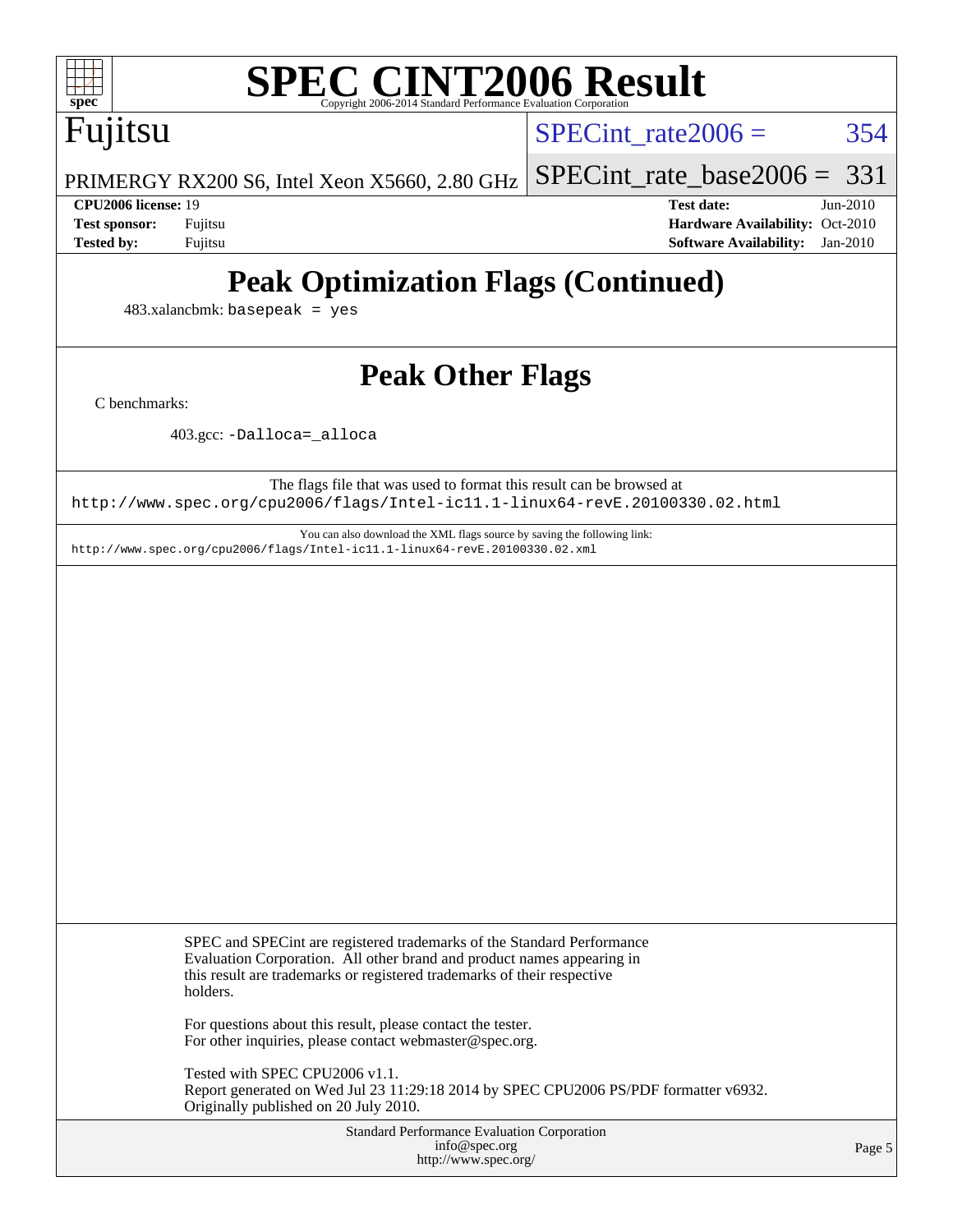# Peak Optimization Flags (Continued)

483.xalancbmk: basepeak = yes

# Peak Other Flags

C benchmarks:

403.gcc: -Dalloca=_alloca

The flags file that was used to format this result can be browsed at
http://www.spec.org/cpu2006/flags/Intel-ic11.1-linux64-revE.20100330.02.html

You can also download the XML flags source by saving the following link:
http://www.spec.org/cpu2006/flags/Intel-ic11.1-linux64-revE.20100330.02.xml

SPEC and SPECint are registered trademarks of the Standard Performance Evaluation Corporation. All other brand and product names appearing in this result are trademarks or registered trademarks of their respective holders.

For questions about this result, please contact the tester.
For other inquiries, please contact webmaster@spec.org.

Tested with SPEC CPU2006 v1.1.
Report generated on Wed Jul 23 11:29:18 2014 by SPEC CPU2006 PS/PDF formatter v6932.
Originally published on 20 July 2010.